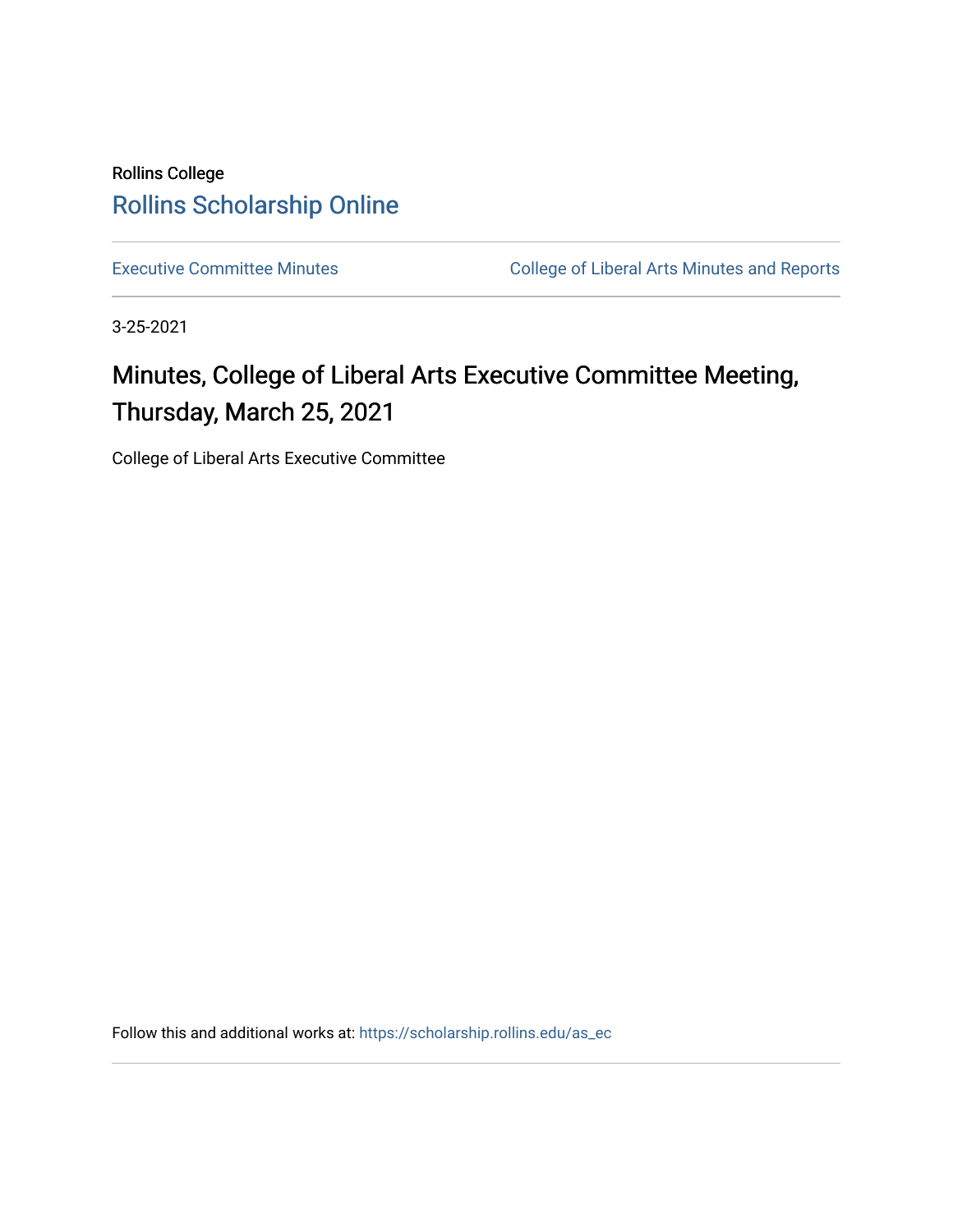Rollins College

Rollins Scholarship Online

Executive Committee Minutes

College of Liberal Arts Minutes and Reports

3-25-2021

# Minutes, College of Liberal Arts Executive Committee Meeting, Thursday, March 25, 2021

College of Liberal Arts Executive Committee

Follow this and additional works at: https://scholarship.rollins.edu/as_ec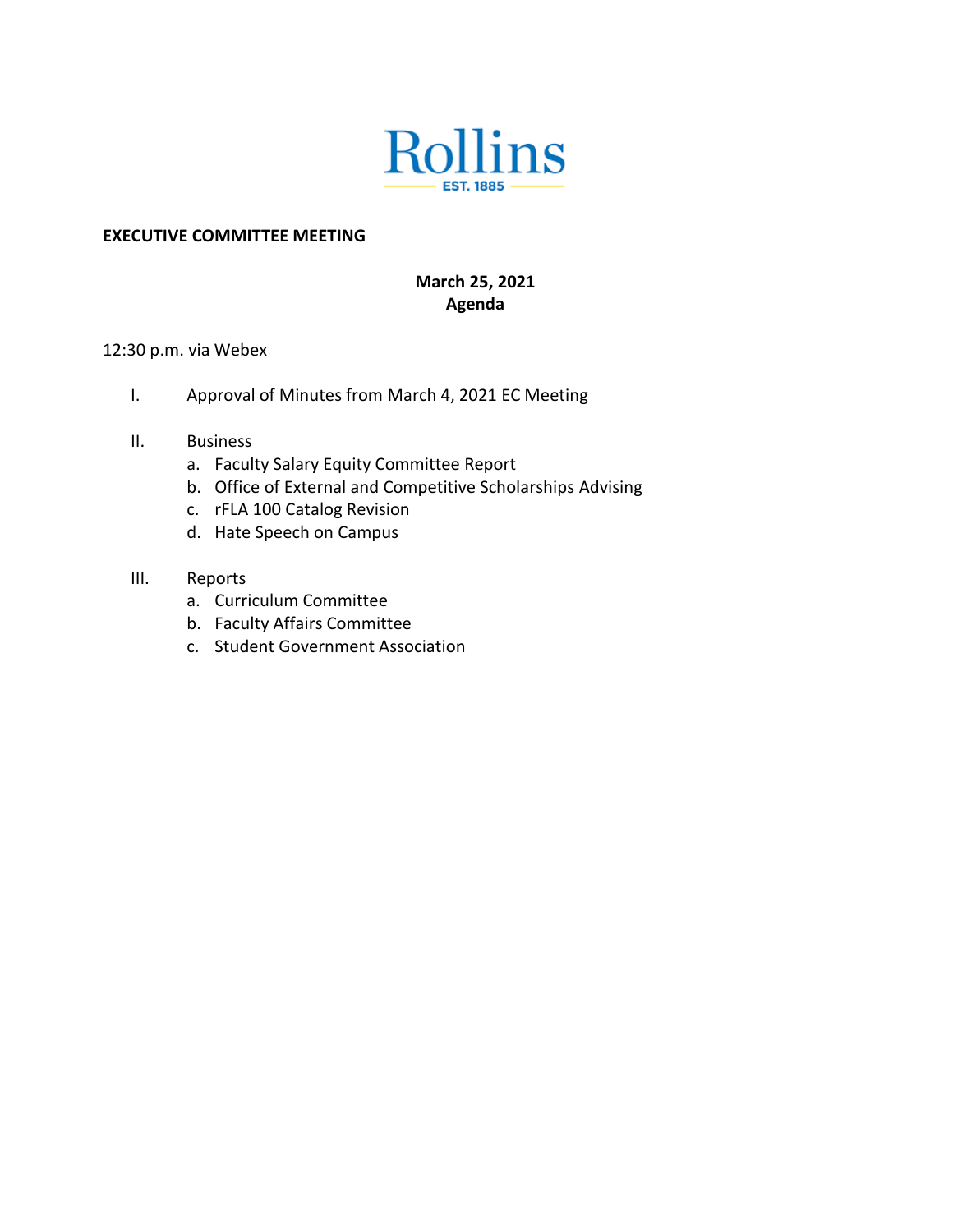Rollins
EST. 1885

**EXECUTIVE COMMITTEE MEETING**

**March 25, 2021**
**Agenda**

12:30 p.m. via Webex

I. Approval of Minutes from March 4, 2021 EC Meeting

II. Business
   a. Faculty Salary Equity Committee Report
   b. Office of External and Competitive Scholarships Advising
   c. rFLA 100 Catalog Revision
   d. Hate Speech on Campus

III. Reports
   a. Curriculum Committee
   b. Faculty Affairs Committee
   c. Student Government Association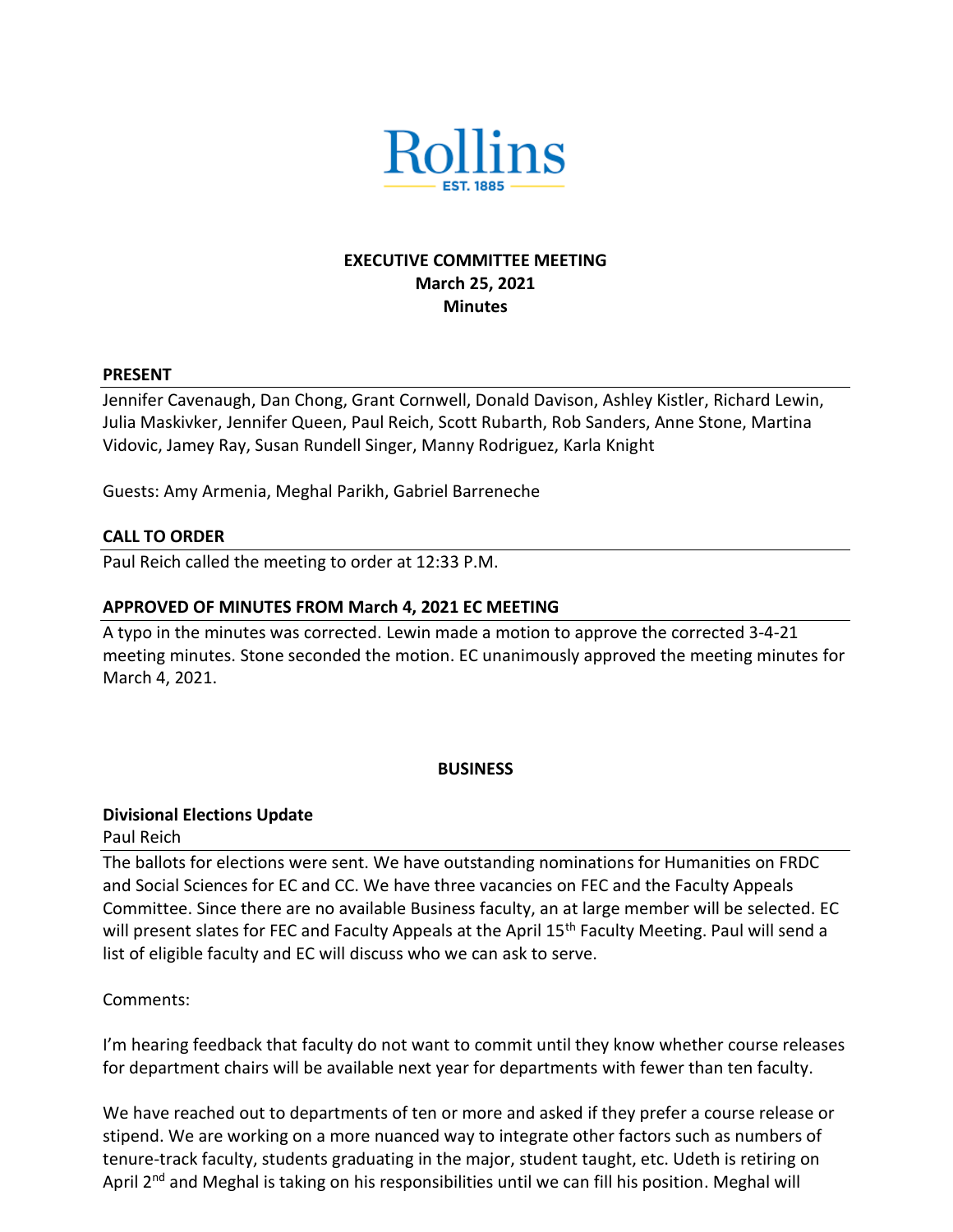Rollins
EST. 1885

**EXECUTIVE COMMITTEE MEETING**
**March 25, 2021**
**Minutes**

## PRESENT

Jennifer Cavenaugh, Dan Chong, Grant Cornwell, Donald Davison, Ashley Kistler, Richard Lewin, Julia Maskivker, Jennifer Queen, Paul Reich, Scott Rubarth, Rob Sanders, Anne Stone, Martina Vidovic, Jamey Ray, Susan Rundell Singer, Manny Rodriguez, Karla Knight

Guests: Amy Armenia, Meghal Parikh, Gabriel Barreneche

## CALL TO ORDER

Paul Reich called the meeting to order at 12:33 P.M.

## APPROVED OF MINUTES FROM March 4, 2021 EC MEETING

A typo in the minutes was corrected. Lewin made a motion to approve the corrected 3-4-21 meeting minutes. Stone seconded the motion. EC unanimously approved the meeting minutes for March 4, 2021.

## BUSINESS

### Divisional Elections Update

Paul Reich

The ballots for elections were sent. We have outstanding nominations for Humanities on FRDC and Social Sciences for EC and CC. We have three vacancies on FEC and the Faculty Appeals Committee. Since there are no available Business faculty, an at large member will be selected. EC will present slates for FEC and Faculty Appeals at the April 15th Faculty Meeting. Paul will send a list of eligible faculty and EC will discuss who we can ask to serve.

Comments:

I'm hearing feedback that faculty do not want to commit until they know whether course releases for department chairs will be available next year for departments with fewer than ten faculty.

We have reached out to departments of ten or more and asked if they prefer a course release or stipend. We are working on a more nuanced way to integrate other factors such as numbers of tenure-track faculty, students graduating in the major, student taught, etc. Udeth is retiring on April 2nd and Meghal is taking on his responsibilities until we can fill his position. Meghal will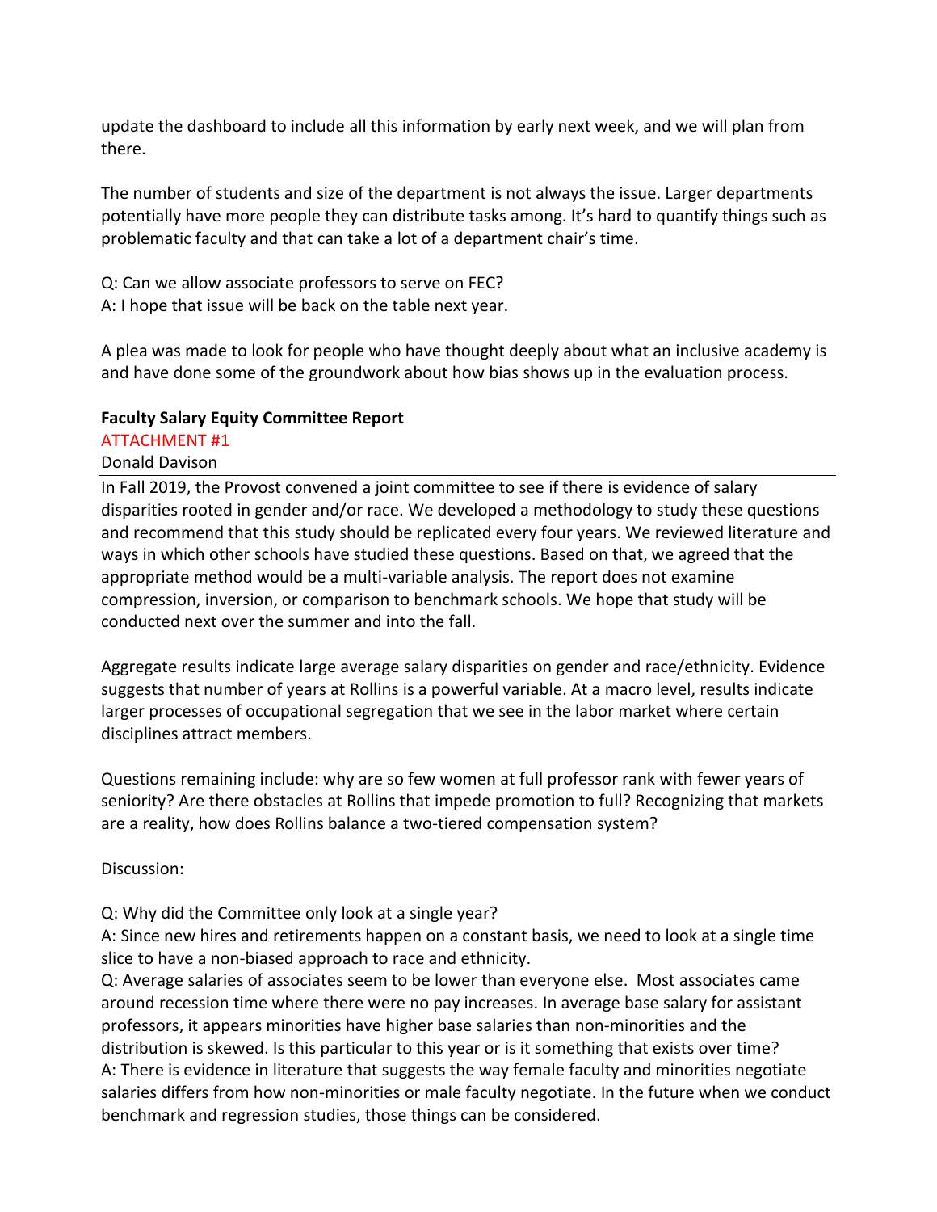update the dashboard to include all this information by early next week, and we will plan from there.

The number of students and size of the department is not always the issue. Larger departments potentially have more people they can distribute tasks among. It's hard to quantify things such as problematic faculty and that can take a lot of a department chair's time.

Q: Can we allow associate professors to serve on FEC?
A: I hope that issue will be back on the table next year.

A plea was made to look for people who have thought deeply about what an inclusive academy is and have done some of the groundwork about how bias shows up in the evaluation process.

**Faculty Salary Equity Committee Report**
ATTACHMENT #1
Donald Davison

---

In Fall 2019, the Provost convened a joint committee to see if there is evidence of salary disparities rooted in gender and/or race. We developed a methodology to study these questions and recommend that this study should be replicated every four years. We reviewed literature and ways in which other schools have studied these questions. Based on that, we agreed that the appropriate method would be a multi-variable analysis. The report does not examine compression, inversion, or comparison to benchmark schools. We hope that study will be conducted next over the summer and into the fall.

Aggregate results indicate large average salary disparities on gender and race/ethnicity. Evidence suggests that number of years at Rollins is a powerful variable. At a macro level, results indicate larger processes of occupational segregation that we see in the labor market where certain disciplines attract members.

Questions remaining include: why are so few women at full professor rank with fewer years of seniority? Are there obstacles at Rollins that impede promotion to full? Recognizing that markets are a reality, how does Rollins balance a two-tiered compensation system?

Discussion:

Q: Why did the Committee only look at a single year?
A: Since new hires and retirements happen on a constant basis, we need to look at a single time slice to have a non-biased approach to race and ethnicity.
Q: Average salaries of associates seem to be lower than everyone else. Most associates came around recession time where there were no pay increases. In average base salary for assistant professors, it appears minorities have higher base salaries than non-minorities and the distribution is skewed. Is this particular to this year or is it something that exists over time?
A: There is evidence in literature that suggests the way female faculty and minorities negotiate salaries differs from how non-minorities or male faculty negotiate. In the future when we conduct benchmark and regression studies, those things can be considered.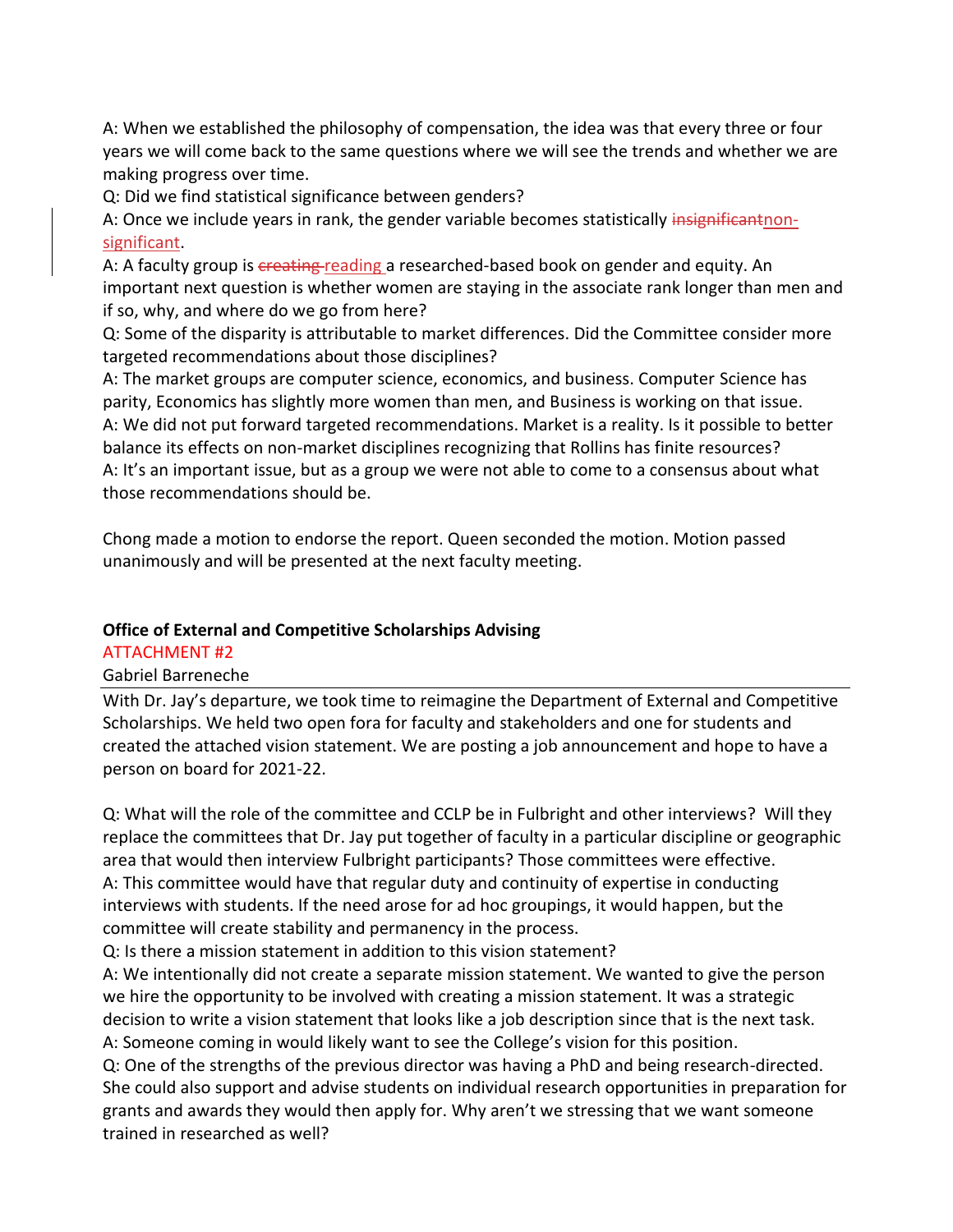A: When we established the philosophy of compensation, the idea was that every three or four years we will come back to the same questions where we will see the trends and whether we are making progress over time.

Q: Did we find statistical significance between genders?

A: Once we include years in rank, the gender variable becomes statistically ~~insignificant~~non-significant.

A: A faculty group is ~~creating~~ reading a researched-based book on gender and equity. An important next question is whether women are staying in the associate rank longer than men and if so, why, and where do we go from here?

Q: Some of the disparity is attributable to market differences. Did the Committee consider more targeted recommendations about those disciplines?

A: The market groups are computer science, economics, and business. Computer Science has parity, Economics has slightly more women than men, and Business is working on that issue.

A: We did not put forward targeted recommendations. Market is a reality. Is it possible to better balance its effects on non-market disciplines recognizing that Rollins has finite resources?

A: It's an important issue, but as a group we were not able to come to a consensus about what those recommendations should be.

Chong made a motion to endorse the report. Queen seconded the motion. Motion passed unanimously and will be presented at the next faculty meeting.

**Office of External and Competitive Scholarships Advising**

ATTACHMENT #2

Gabriel Barreneche

With Dr. Jay's departure, we took time to reimagine the Department of External and Competitive Scholarships. We held two open fora for faculty and stakeholders and one for students and created the attached vision statement. We are posting a job announcement and hope to have a person on board for 2021-22.

Q: What will the role of the committee and CCLP be in Fulbright and other interviews? Will they replace the committees that Dr. Jay put together of faculty in a particular discipline or geographic area that would then interview Fulbright participants? Those committees were effective.

A: This committee would have that regular duty and continuity of expertise in conducting interviews with students. If the need arose for ad hoc groupings, it would happen, but the committee will create stability and permanency in the process.

Q: Is there a mission statement in addition to this vision statement?

A: We intentionally did not create a separate mission statement. We wanted to give the person we hire the opportunity to be involved with creating a mission statement. It was a strategic decision to write a vision statement that looks like a job description since that is the next task.

A: Someone coming in would likely want to see the College's vision for this position.

Q: One of the strengths of the previous director was having a PhD and being research-directed. She could also support and advise students on individual research opportunities in preparation for grants and awards they would then apply for. Why aren't we stressing that we want someone trained in researched as well?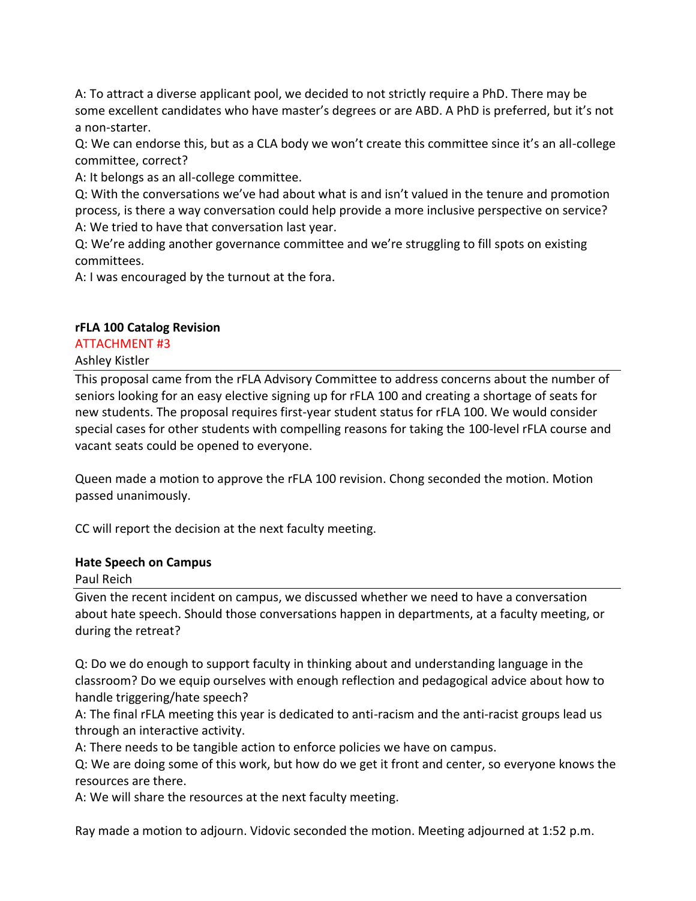A: To attract a diverse applicant pool, we decided to not strictly require a PhD. There may be some excellent candidates who have master's degrees or are ABD. A PhD is preferred, but it's not a non-starter.
Q: We can endorse this, but as a CLA body we won't create this committee since it's an all-college committee, correct?
A: It belongs as an all-college committee.
Q: With the conversations we've had about what is and isn't valued in the tenure and promotion process, is there a way conversation could help provide a more inclusive perspective on service?
A: We tried to have that conversation last year.
Q: We're adding another governance committee and we're struggling to fill spots on existing committees.
A: I was encouraged by the turnout at the fora.

**rFLA 100 Catalog Revision**
ATTACHMENT #3
Ashley Kistler

This proposal came from the rFLA Advisory Committee to address concerns about the number of seniors looking for an easy elective signing up for rFLA 100 and creating a shortage of seats for new students. The proposal requires first-year student status for rFLA 100. We would consider special cases for other students with compelling reasons for taking the 100-level rFLA course and vacant seats could be opened to everyone.

Queen made a motion to approve the rFLA 100 revision. Chong seconded the motion. Motion passed unanimously.

CC will report the decision at the next faculty meeting.

**Hate Speech on Campus**
Paul Reich

Given the recent incident on campus, we discussed whether we need to have a conversation about hate speech. Should those conversations happen in departments, at a faculty meeting, or during the retreat?

Q: Do we do enough to support faculty in thinking about and understanding language in the classroom? Do we equip ourselves with enough reflection and pedagogical advice about how to handle triggering/hate speech?
A: The final rFLA meeting this year is dedicated to anti-racism and the anti-racist groups lead us through an interactive activity.
A: There needs to be tangible action to enforce policies we have on campus.
Q: We are doing some of this work, but how do we get it front and center, so everyone knows the resources are there.
A: We will share the resources at the next faculty meeting.

Ray made a motion to adjourn. Vidovic seconded the motion. Meeting adjourned at 1:52 p.m.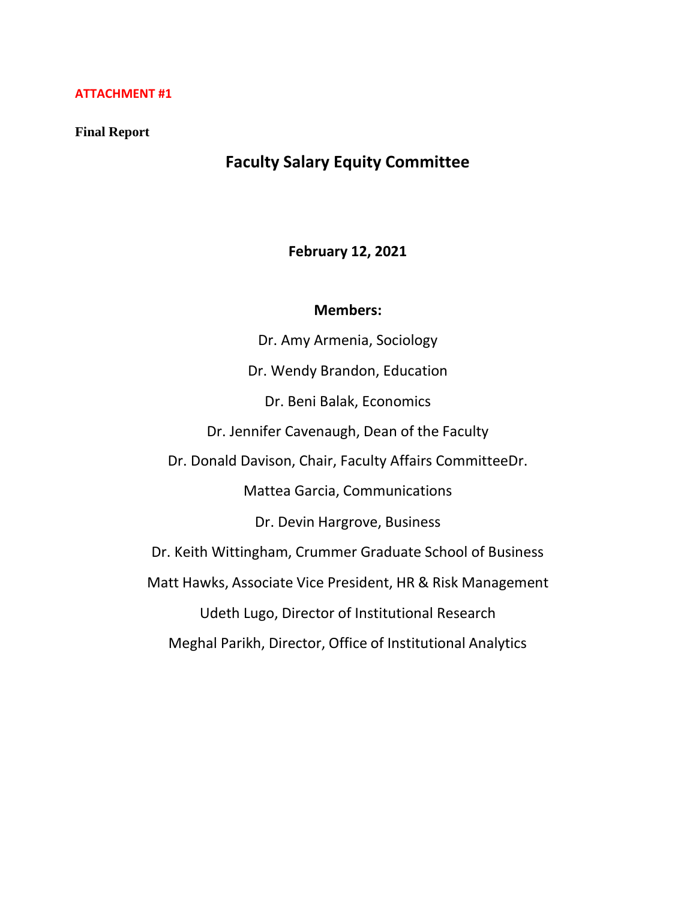ATTACHMENT #1

**Final Report**

# Faculty Salary Equity Committee

**February 12, 2021**

**Members:**

Dr. Amy Armenia, Sociology

Dr. Wendy Brandon, Education

Dr. Beni Balak, Economics

Dr. Jennifer Cavenaugh, Dean of the Faculty

Dr. Donald Davison, Chair, Faculty Affairs CommitteeDr.

Mattea Garcia, Communications

Dr. Devin Hargrove, Business

Dr. Keith Wittingham, Crummer Graduate School of Business

Matt Hawks, Associate Vice President, HR & Risk Management

Udeth Lugo, Director of Institutional Research

Meghal Parikh, Director, Office of Institutional Analytics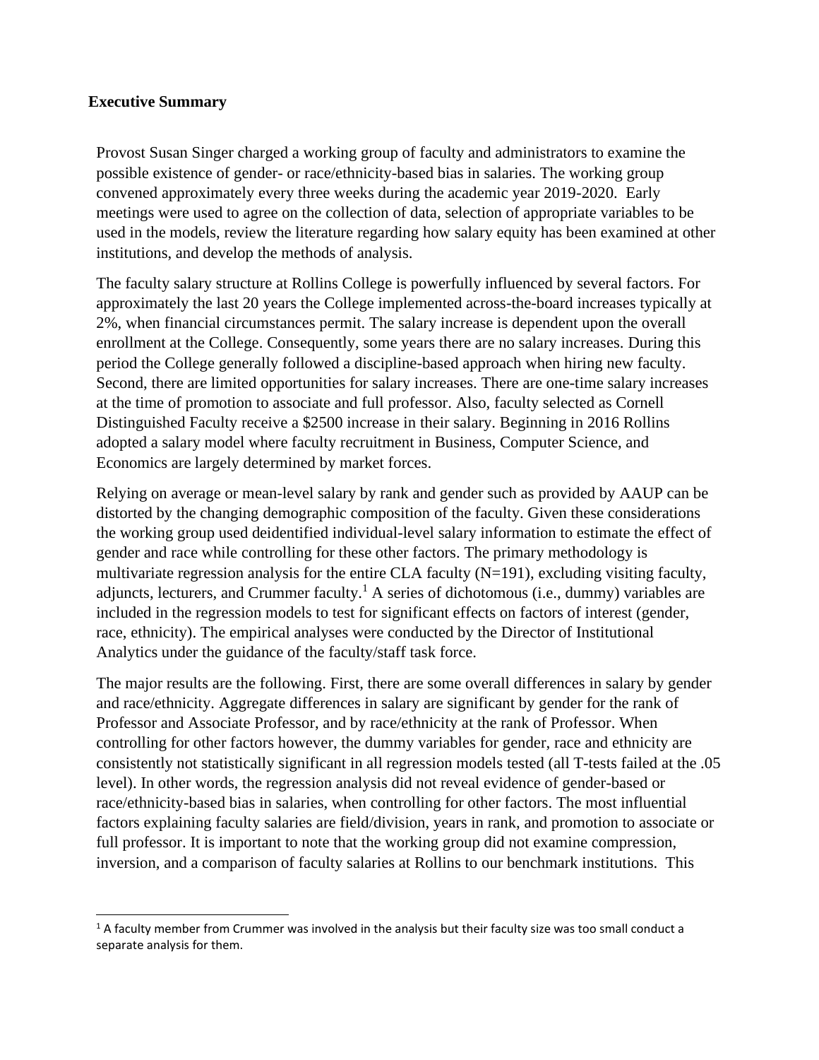## Executive Summary

Provost Susan Singer charged a working group of faculty and administrators to examine the possible existence of gender- or race/ethnicity-based bias in salaries. The working group convened approximately every three weeks during the academic year 2019-2020. Early meetings were used to agree on the collection of data, selection of appropriate variables to be used in the models, review the literature regarding how salary equity has been examined at other institutions, and develop the methods of analysis.

The faculty salary structure at Rollins College is powerfully influenced by several factors. For approximately the last 20 years the College implemented across-the-board increases typically at 2%, when financial circumstances permit. The salary increase is dependent upon the overall enrollment at the College. Consequently, some years there are no salary increases. During this period the College generally followed a discipline-based approach when hiring new faculty. Second, there are limited opportunities for salary increases. There are one-time salary increases at the time of promotion to associate and full professor. Also, faculty selected as Cornell Distinguished Faculty receive a $2500 increase in their salary. Beginning in 2016 Rollins adopted a salary model where faculty recruitment in Business, Computer Science, and Economics are largely determined by market forces.

Relying on average or mean-level salary by rank and gender such as provided by AAUP can be distorted by the changing demographic composition of the faculty. Given these considerations the working group used deidentified individual-level salary information to estimate the effect of gender and race while controlling for these other factors. The primary methodology is multivariate regression analysis for the entire CLA faculty (N=191), excluding visiting faculty, adjuncts, lecturers, and Crummer faculty.[1] A series of dichotomous (i.e., dummy) variables are included in the regression models to test for significant effects on factors of interest (gender, race, ethnicity). The empirical analyses were conducted by the Director of Institutional Analytics under the guidance of the faculty/staff task force.

The major results are the following. First, there are some overall differences in salary by gender and race/ethnicity. Aggregate differences in salary are significant by gender for the rank of Professor and Associate Professor, and by race/ethnicity at the rank of Professor. When controlling for other factors however, the dummy variables for gender, race and ethnicity are consistently not statistically significant in all regression models tested (all T-tests failed at the .05 level). In other words, the regression analysis did not reveal evidence of gender-based or race/ethnicity-based bias in salaries, when controlling for other factors. The most influential factors explaining faculty salaries are field/division, years in rank, and promotion to associate or full professor. It is important to note that the working group did not examine compression, inversion, and a comparison of faculty salaries at Rollins to our benchmark institutions. This

[1] A faculty member from Crummer was involved in the analysis but their faculty size was too small conduct a separate analysis for them.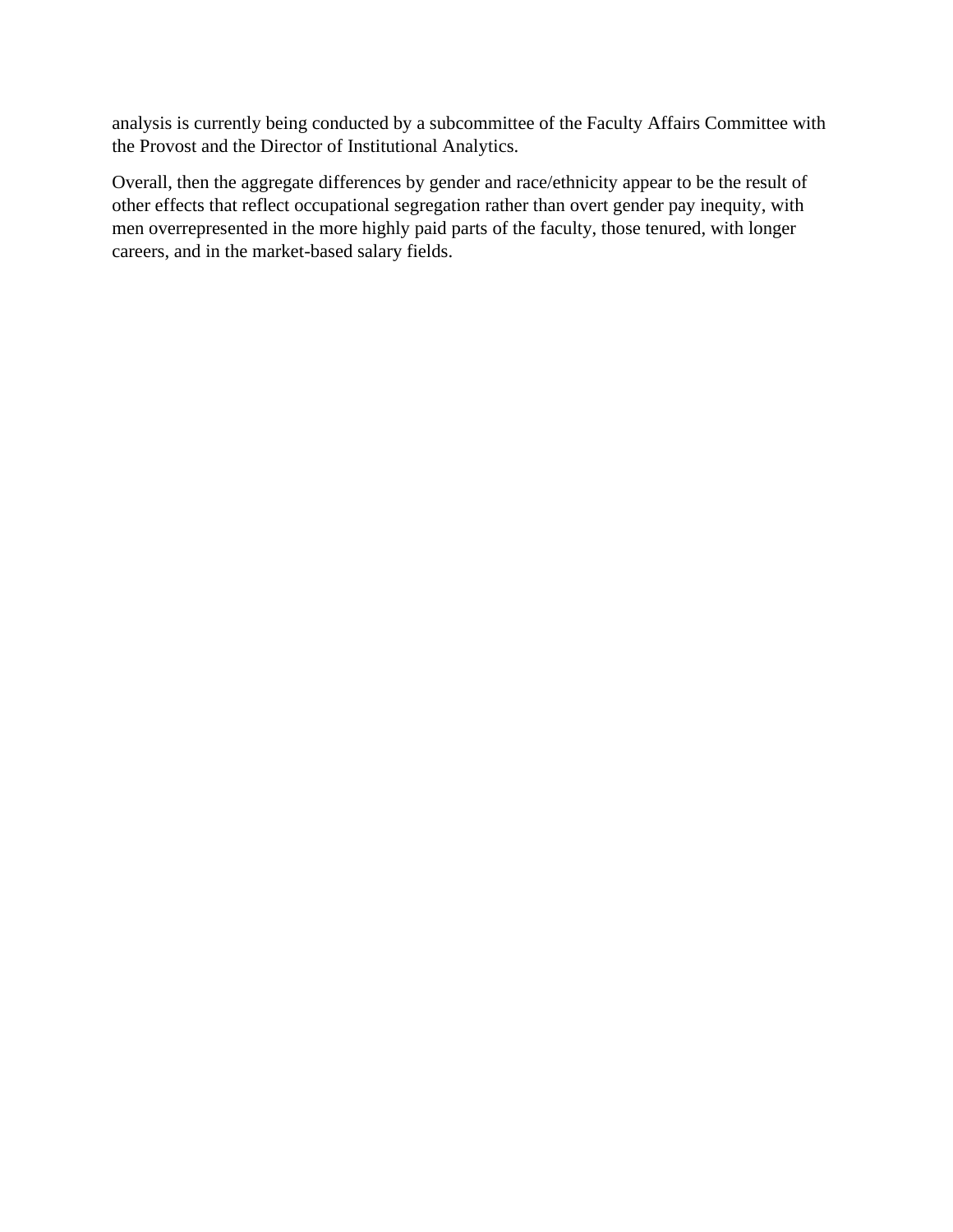analysis is currently being conducted by a subcommittee of the Faculty Affairs Committee with the Provost and the Director of Institutional Analytics.

Overall, then the aggregate differences by gender and race/ethnicity appear to be the result of other effects that reflect occupational segregation rather than overt gender pay inequity, with men overrepresented in the more highly paid parts of the faculty, those tenured, with longer careers, and in the market-based salary fields.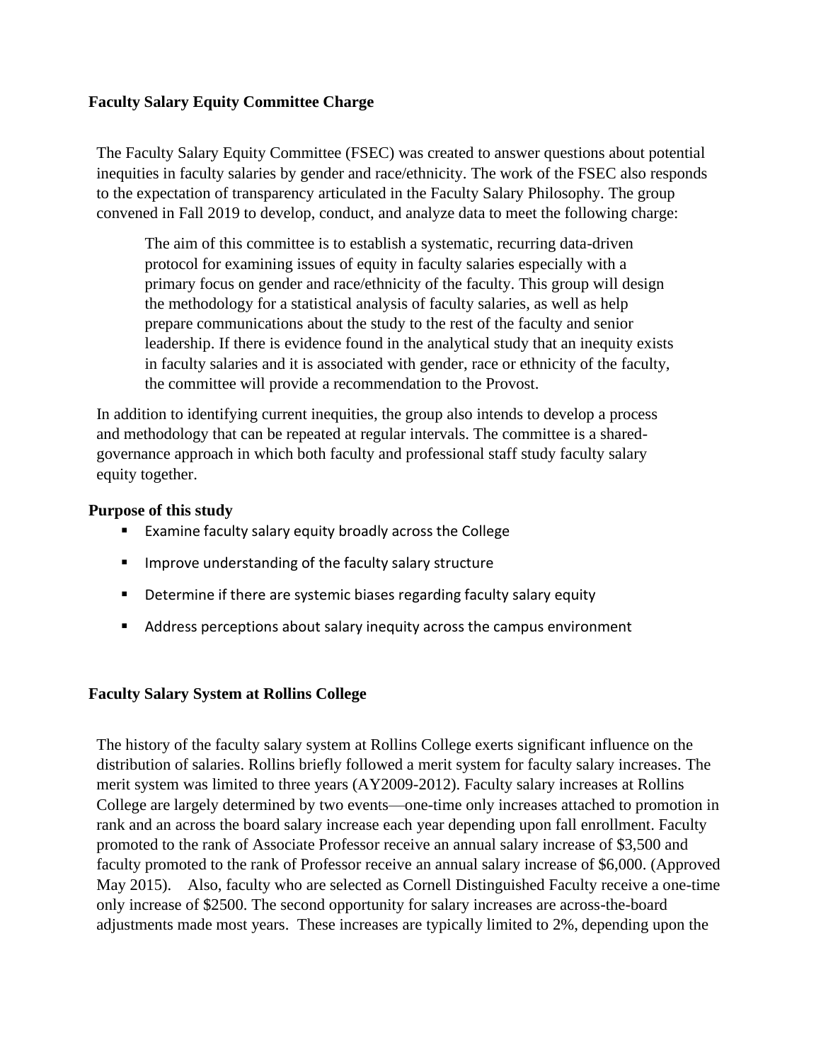## Faculty Salary Equity Committee Charge

The Faculty Salary Equity Committee (FSEC) was created to answer questions about potential inequities in faculty salaries by gender and race/ethnicity. The work of the FSEC also responds to the expectation of transparency articulated in the Faculty Salary Philosophy. The group convened in Fall 2019 to develop, conduct, and analyze data to meet the following charge:

> The aim of this committee is to establish a systematic, recurring data-driven protocol for examining issues of equity in faculty salaries especially with a primary focus on gender and race/ethnicity of the faculty. This group will design the methodology for a statistical analysis of faculty salaries, as well as help prepare communications about the study to the rest of the faculty and senior leadership. If there is evidence found in the analytical study that an inequity exists in faculty salaries and it is associated with gender, race or ethnicity of the faculty, the committee will provide a recommendation to the Provost.

In addition to identifying current inequities, the group also intends to develop a process and methodology that can be repeated at regular intervals. The committee is a shared-governance approach in which both faculty and professional staff study faculty salary equity together.

### Purpose of this study

- Examine faculty salary equity broadly across the College
- Improve understanding of the faculty salary structure
- Determine if there are systemic biases regarding faculty salary equity
- Address perceptions about salary inequity across the campus environment

## Faculty Salary System at Rollins College

The history of the faculty salary system at Rollins College exerts significant influence on the distribution of salaries. Rollins briefly followed a merit system for faculty salary increases. The merit system was limited to three years (AY2009-2012). Faculty salary increases at Rollins College are largely determined by two events—one-time only increases attached to promotion in rank and an across the board salary increase each year depending upon fall enrollment. Faculty promoted to the rank of Associate Professor receive an annual salary increase of $3,500 and faculty promoted to the rank of Professor receive an annual salary increase of $6,000. (Approved May 2015). Also, faculty who are selected as Cornell Distinguished Faculty receive a one-time only increase of $2500. The second opportunity for salary increases are across-the-board adjustments made most years. These increases are typically limited to 2%, depending upon the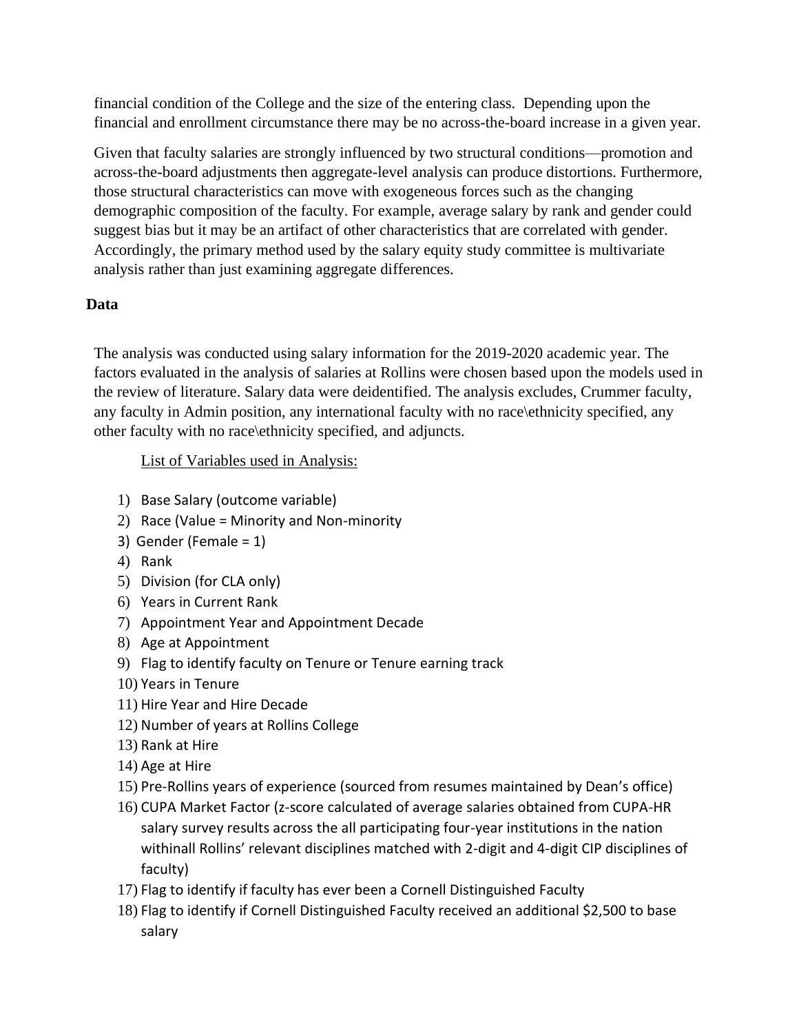financial condition of the College and the size of the entering class. Depending upon the financial and enrollment circumstance there may be no across-the-board increase in a given year.

Given that faculty salaries are strongly influenced by two structural conditions—promotion and across-the-board adjustments then aggregate-level analysis can produce distortions. Furthermore, those structural characteristics can move with exogeneous forces such as the changing demographic composition of the faculty. For example, average salary by rank and gender could suggest bias but it may be an artifact of other characteristics that are correlated with gender. Accordingly, the primary method used by the salary equity study committee is multivariate analysis rather than just examining aggregate differences.

**Data**

The analysis was conducted using salary information for the 2019-2020 academic year. The factors evaluated in the analysis of salaries at Rollins were chosen based upon the models used in the review of literature. Salary data were deidentified. The analysis excludes, Crummer faculty, any faculty in Admin position, any international faculty with no race\ethnicity specified, any other faculty with no race\ethnicity specified, and adjuncts.

List of Variables used in Analysis:

1) Base Salary (outcome variable)
2) Race (Value = Minority and Non-minority
3) Gender (Female = 1)
4) Rank
5) Division (for CLA only)
6) Years in Current Rank
7) Appointment Year and Appointment Decade
8) Age at Appointment
9) Flag to identify faculty on Tenure or Tenure earning track
10) Years in Tenure
11) Hire Year and Hire Decade
12) Number of years at Rollins College
13) Rank at Hire
14) Age at Hire
15) Pre-Rollins years of experience (sourced from resumes maintained by Dean's office)
16) CUPA Market Factor (z-score calculated of average salaries obtained from CUPA-HR salary survey results across the all participating four-year institutions in the nation withinall Rollins' relevant disciplines matched with 2-digit and 4-digit CIP disciplines of faculty)
17) Flag to identify if faculty has ever been a Cornell Distinguished Faculty
18) Flag to identify if Cornell Distinguished Faculty received an additional $2,500 to base salary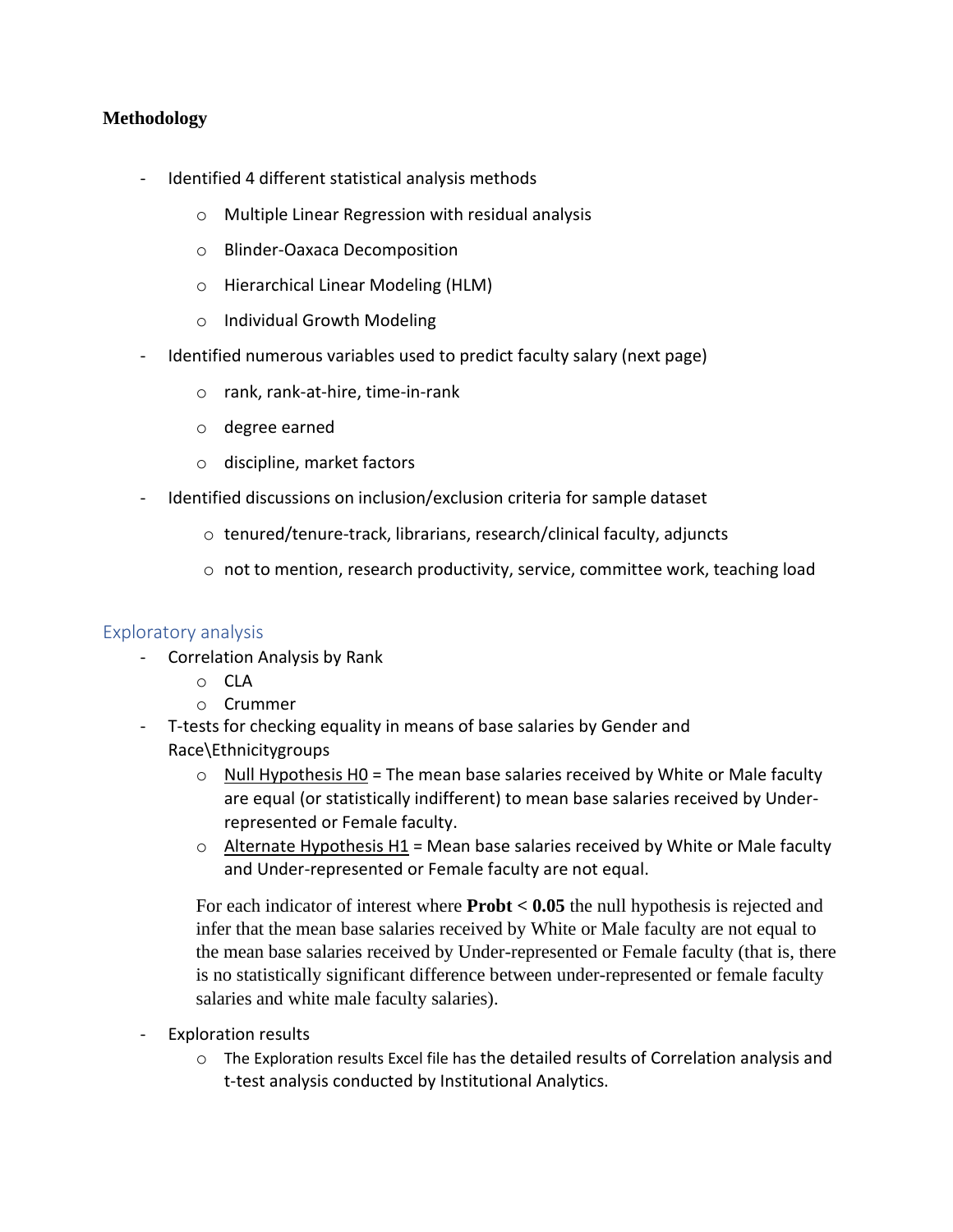**Methodology**

- Identified 4 different statistical analysis methods
  - Multiple Linear Regression with residual analysis
  - Blinder-Oaxaca Decomposition
  - Hierarchical Linear Modeling (HLM)
  - Individual Growth Modeling
- Identified numerous variables used to predict faculty salary (next page)
  - rank, rank-at-hire, time-in-rank
  - degree earned
  - discipline, market factors
- Identified discussions on inclusion/exclusion criteria for sample dataset
  - tenured/tenure-track, librarians, research/clinical faculty, adjuncts
  - not to mention, research productivity, service, committee work, teaching load

## Exploratory analysis

- Correlation Analysis by Rank
  - CLA
  - Crummer
- T-tests for checking equality in means of base salaries by Gender and Race\Ethnicitygroups
  - Null Hypothesis H0 = The mean base salaries received by White or Male faculty are equal (or statistically indifferent) to mean base salaries received by Under-represented or Female faculty.
  - Alternate Hypothesis H1 = Mean base salaries received by White or Male faculty and Under-represented or Female faculty are not equal.

  For each indicator of interest where **Probt < 0.05** the null hypothesis is rejected and infer that the mean base salaries received by White or Male faculty are not equal to the mean base salaries received by Under-represented or Female faculty (that is, there is no statistically significant difference between under-represented or female faculty salaries and white male faculty salaries).

- Exploration results
  - The Exploration results Excel file has the detailed results of Correlation analysis and t-test analysis conducted by Institutional Analytics.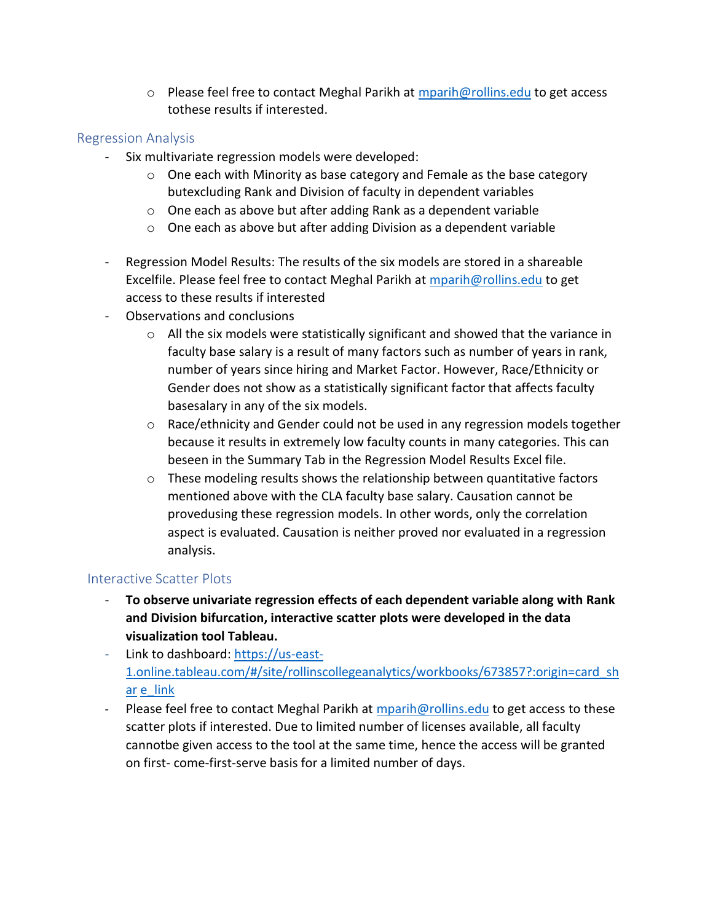- Please feel free to contact Meghal Parikh at mparih@rollins.edu to get access tothese results if interested.

## Regression Analysis

- Six multivariate regression models were developed:
  - One each with Minority as base category and Female as the base category butexcluding Rank and Division of faculty in dependent variables
  - One each as above but after adding Rank as a dependent variable
  - One each as above but after adding Division as a dependent variable
- Regression Model Results: The results of the six models are stored in a shareable Excelfile. Please feel free to contact Meghal Parikh at mparih@rollins.edu to get access to these results if interested
- Observations and conclusions
  - All the six models were statistically significant and showed that the variance in faculty base salary is a result of many factors such as number of years in rank, number of years since hiring and Market Factor. However, Race/Ethnicity or Gender does not show as a statistically significant factor that affects faculty basesalary in any of the six models.
  - Race/ethnicity and Gender could not be used in any regression models together because it results in extremely low faculty counts in many categories. This can beseen in the Summary Tab in the Regression Model Results Excel file.
  - These modeling results shows the relationship between quantitative factors mentioned above with the CLA faculty base salary. Causation cannot be provedusing these regression models. In other words, only the correlation aspect is evaluated. Causation is neither proved nor evaluated in a regression analysis.

## Interactive Scatter Plots

- **To observe univariate regression effects of each dependent variable along with Rank and Division bifurcation, interactive scatter plots were developed in the data visualization tool Tableau.**
- Link to dashboard: https://us-east-1.online.tableau.com/#/site/rollinscollegeanalytics/workbooks/673857?:origin=card_shar e_link
- Please feel free to contact Meghal Parikh at mparih@rollins.edu to get access to these scatter plots if interested. Due to limited number of licenses available, all faculty cannotbe given access to the tool at the same time, hence the access will be granted on first- come-first-serve basis for a limited number of days.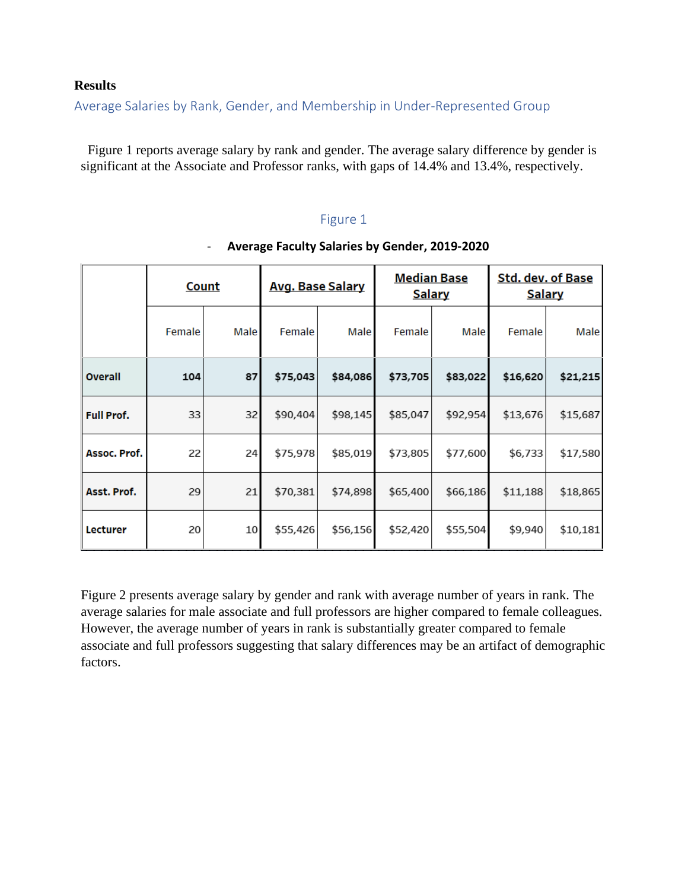**Results**

## Average Salaries by Rank, Gender, and Membership in Under-Represented Group

Figure 1 reports average salary by rank and gender. The average salary difference by gender is significant at the Associate and Professor ranks, with gaps of 14.4% and 13.4%, respectively.

Figure 1

- **Average Faculty Salaries by Gender, 2019-2020**

| | Count | | Avg. Base Salary | | Median Base Salary | | Std. dev. of Base Salary | |
|---|---|---|---|---|---|---|---|---|
| | Female | Male | Female | Male | Female | Male | Female | Male |
| **Overall** | **104** | **87** | **$75,043** | **$84,086** | **$73,705** | **$83,022** | **$16,620** | **$21,215** |
| **Full Prof.** | 33 | 32 | $90,404 | $98,145 | $85,047 | $92,954 | $13,676 | $15,687 |
| **Assoc. Prof.** | 22 | 24 | $75,978 | $85,019 | $73,805 | $77,600 | $6,733 | $17,580 |
| **Asst. Prof.** | 29 | 21 | $70,381 | $74,898 | $65,400 | $66,186 | $11,188 | $18,865 |
| **Lecturer** | 20 | 10 | $55,426 | $56,156 | $52,420 | $55,504 | $9,940 | $10,181 |

Figure 2 presents average salary by gender and rank with average number of years in rank. The average salaries for male associate and full professors are higher compared to female colleagues. However, the average number of years in rank is substantially greater compared to female associate and full professors suggesting that salary differences may be an artifact of demographic factors.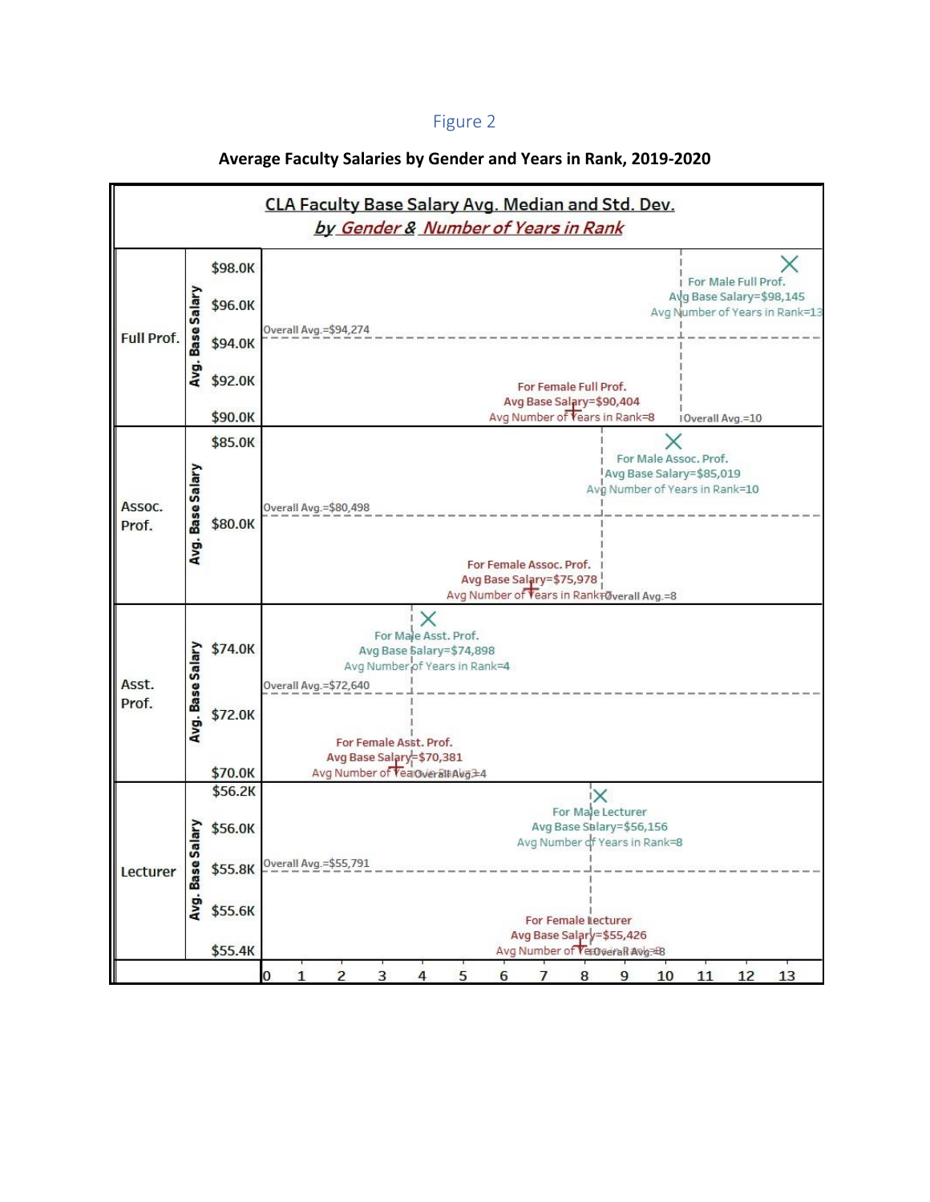Figure 2

**Average Faculty Salaries by Gender and Years in Rank, 2019-2020**

CLA Faculty Base Salary Avg. Median and Std. Dev.
by Gender & Number of Years in Rank

**Full Prof.**
- Overall Avg.=$94,274
- For Male Full Prof. Avg Base Salary=$98,145 Avg Number of Years in Rank=13
- For Female Full Prof. Avg Base Salary=$90,404 Avg Number of Years in Rank=8
- Overall Avg.=10

**Assoc. Prof.**
- Overall Avg.=$80,498
- For Male Assoc. Prof. Avg Base Salary=$85,019 Avg Number of Years in Rank=10
- For Female Assoc. Prof. Avg Base Salary=$75,978 Avg Number of Years in Rank=7
- Overall Avg.=8

**Asst. Prof.**
- Overall Avg.=$72,640
- For Male Asst. Prof. Avg Base Salary=$74,898 Avg Number of Years in Rank=4
- For Female Asst. Prof. Avg Base Salary=$70,381 Avg Number of Years in Rank=3
- Overall Avg.=4

**Lecturer**
- Overall Avg.=$55,791
- For Male Lecturer Avg Base Salary=$56,156 Avg Number of Years in Rank=8
- For Female Lecturer Avg Base Salary=$55,426 Avg Number of Years in Rank=8
- Overall Avg.=8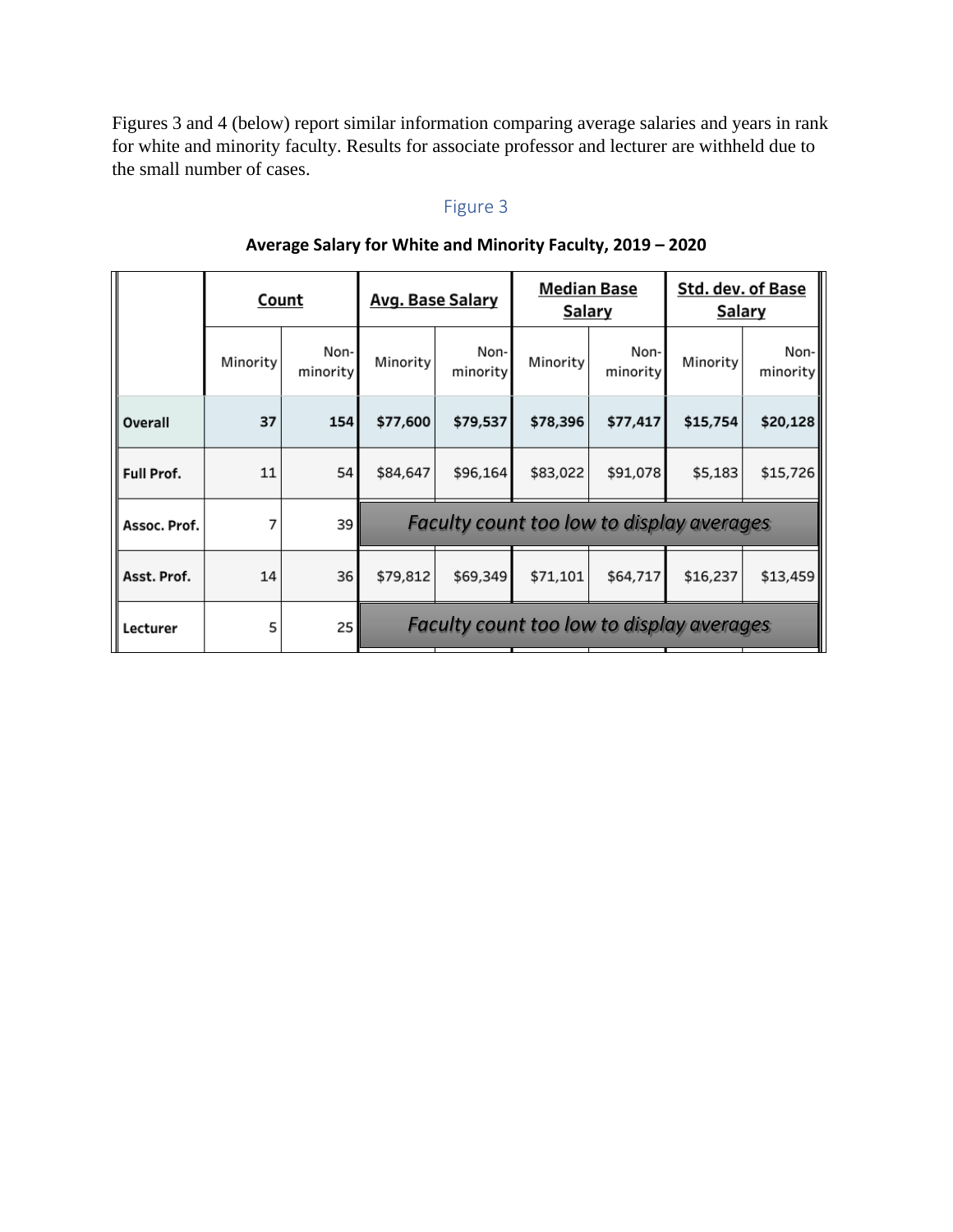Figures 3 and 4 (below) report similar information comparing average salaries and years in rank for white and minority faculty. Results for associate professor and lecturer are withheld due to the small number of cases.

Figure 3

**Average Salary for White and Minority Faculty, 2019 – 2020**

| | Count | | Avg. Base Salary | | Median Base Salary | | Std. dev. of Base Salary | |
|---|---|---|---|---|---|---|---|---|
| | Minority | Non-minority | Minority | Non-minority | Minority | Non-minority | Minority | Non-minority |
| **Overall** | **37** | **154** | **$77,600** | **$79,537** | **$78,396** | **$77,417** | **$15,754** | **$20,128** |
| **Full Prof.** | 11 | 54 | $84,647 | $96,164 | $83,022 | $91,078 | $5,183 | $15,726 |
| **Assoc. Prof.** | 7 | 39 | *Faculty count too low to display averages* | | | | | |
| **Asst. Prof.** | 14 | 36 | $79,812 | $69,349 | $71,101 | $64,717 | $16,237 | $13,459 |
| **Lecturer** | 5 | 25 | *Faculty count too low to display averages* | | | | | |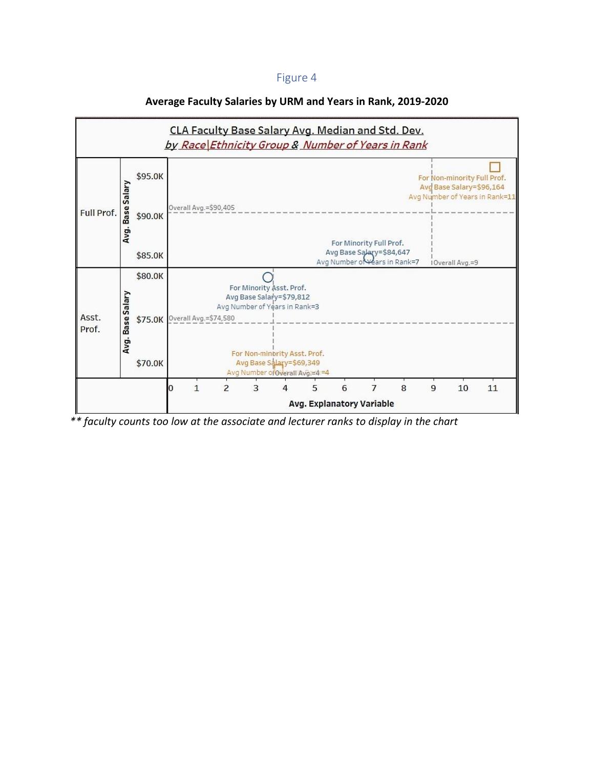Figure 4

**Average Faculty Salaries by URM and Years in Rank, 2019-2020**

CLA Faculty Base Salary Avg. Median and Std. Dev.
by Race|Ethnicity Group & Number of Years in Rank

Full Prof.
- For Non-minority Full Prof. Avg Base Salary=$96,164 Avg Number of Years in Rank=11
- Overall Avg.=$90,405
- For Minority Full Prof. Avg Base Salary=$84,647 Avg Number of Years in Rank=7
- Overall Avg.=9

Asst. Prof.
- For Minority Asst. Prof. Avg Base Salary=$79,812 Avg Number of Years in Rank=3
- Overall Avg.=$74,580
- For Non-minority Asst. Prof. Avg Base Salary=$69,349 Avg Number of Years in Rank=4
- Overall Avg.=4

Avg. Explanatory Variable

*** faculty counts too low at the associate and lecturer ranks to display in the chart*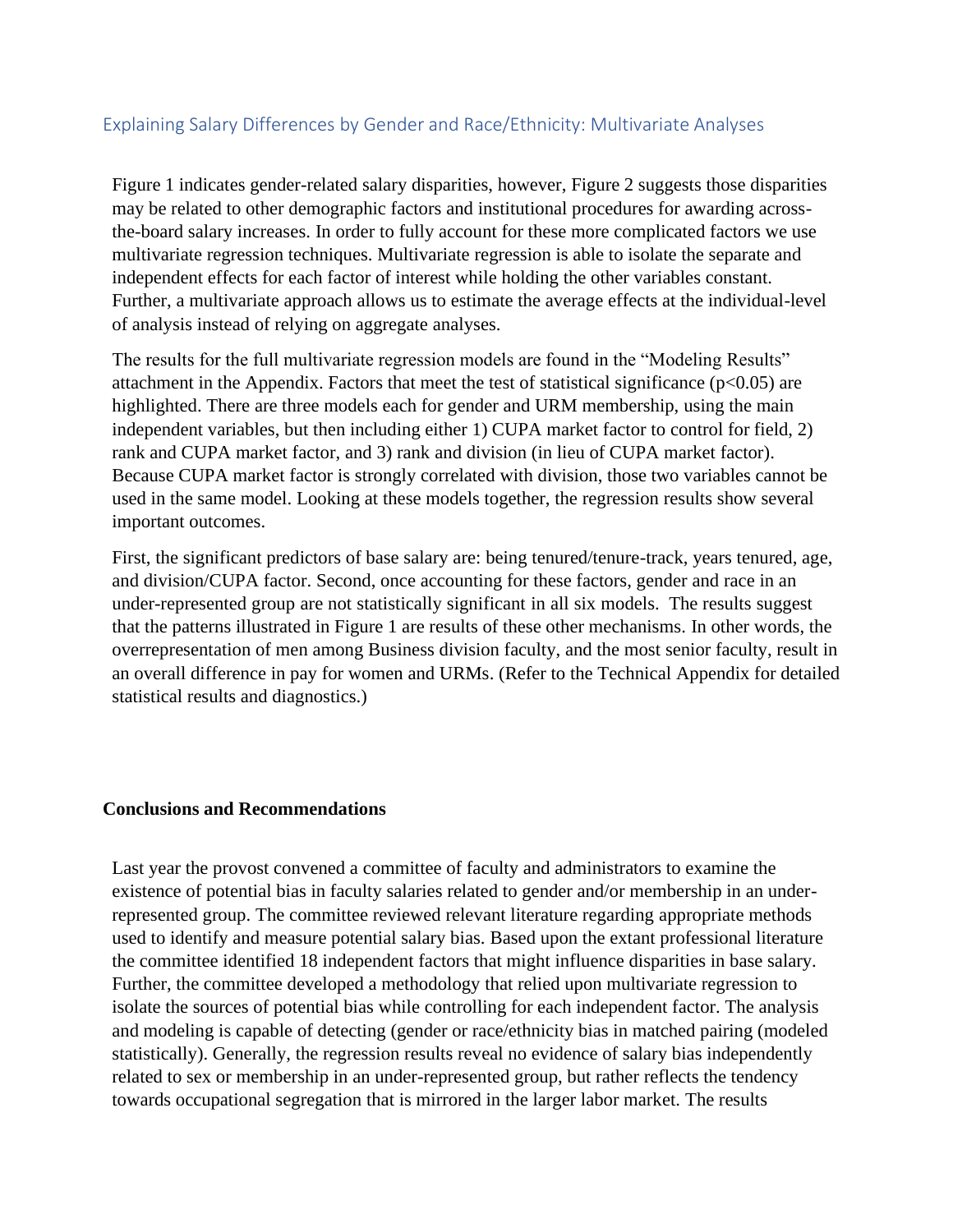## Explaining Salary Differences by Gender and Race/Ethnicity: Multivariate Analyses

Figure 1 indicates gender-related salary disparities, however, Figure 2 suggests those disparities may be related to other demographic factors and institutional procedures for awarding across-the-board salary increases. In order to fully account for these more complicated factors we use multivariate regression techniques. Multivariate regression is able to isolate the separate and independent effects for each factor of interest while holding the other variables constant. Further, a multivariate approach allows us to estimate the average effects at the individual-level of analysis instead of relying on aggregate analyses.

The results for the full multivariate regression models are found in the "Modeling Results" attachment in the Appendix. Factors that meet the test of statistical significance ($p<0.05$) are highlighted. There are three models each for gender and URM membership, using the main independent variables, but then including either 1) CUPA market factor to control for field, 2) rank and CUPA market factor, and 3) rank and division (in lieu of CUPA market factor). Because CUPA market factor is strongly correlated with division, those two variables cannot be used in the same model. Looking at these models together, the regression results show several important outcomes.

First, the significant predictors of base salary are: being tenured/tenure-track, years tenured, age, and division/CUPA factor. Second, once accounting for these factors, gender and race in an under-represented group are not statistically significant in all six models. The results suggest that the patterns illustrated in Figure 1 are results of these other mechanisms. In other words, the overrepresentation of men among Business division faculty, and the most senior faculty, result in an overall difference in pay for women and URMs. (Refer to the Technical Appendix for detailed statistical results and diagnostics.)

**Conclusions and Recommendations**

Last year the provost convened a committee of faculty and administrators to examine the existence of potential bias in faculty salaries related to gender and/or membership in an under-represented group. The committee reviewed relevant literature regarding appropriate methods used to identify and measure potential salary bias. Based upon the extant professional literature the committee identified 18 independent factors that might influence disparities in base salary. Further, the committee developed a methodology that relied upon multivariate regression to isolate the sources of potential bias while controlling for each independent factor. The analysis and modeling is capable of detecting (gender or race/ethnicity bias in matched pairing (modeled statistically). Generally, the regression results reveal no evidence of salary bias independently related to sex or membership in an under-represented group, but rather reflects the tendency towards occupational segregation that is mirrored in the larger labor market. The results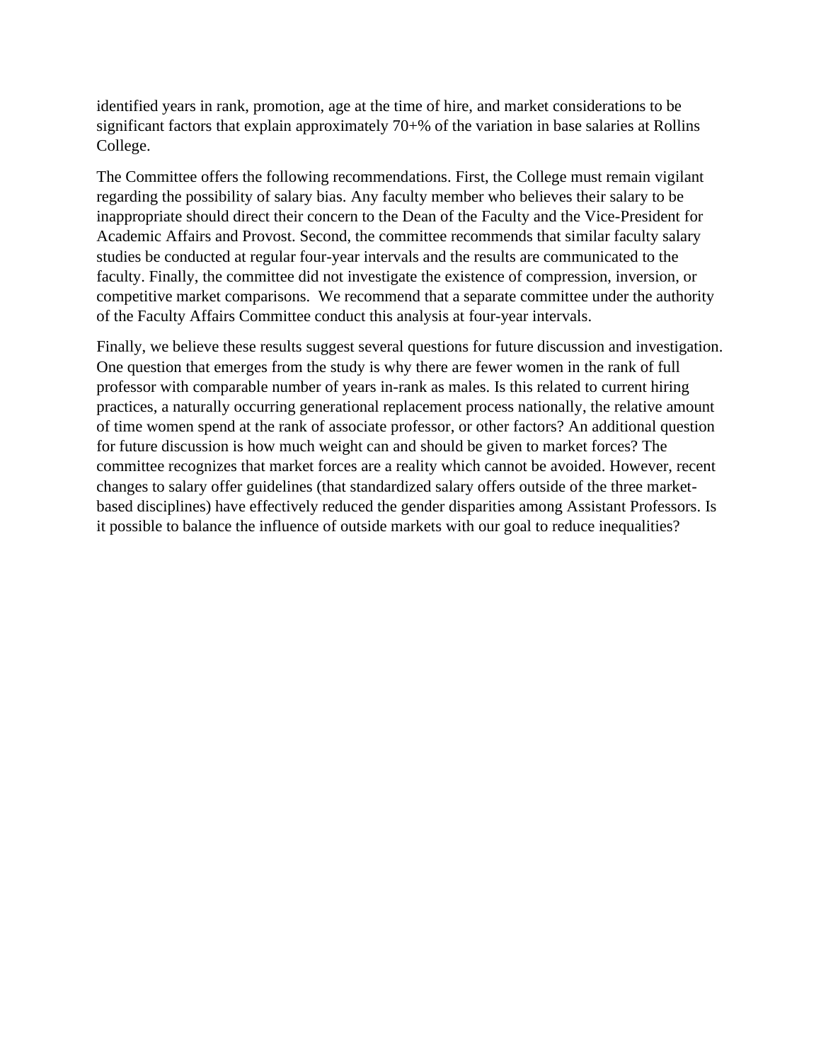identified years in rank, promotion, age at the time of hire, and market considerations to be significant factors that explain approximately 70+% of the variation in base salaries at Rollins College.

The Committee offers the following recommendations. First, the College must remain vigilant regarding the possibility of salary bias. Any faculty member who believes their salary to be inappropriate should direct their concern to the Dean of the Faculty and the Vice-President for Academic Affairs and Provost. Second, the committee recommends that similar faculty salary studies be conducted at regular four-year intervals and the results are communicated to the faculty. Finally, the committee did not investigate the existence of compression, inversion, or competitive market comparisons. We recommend that a separate committee under the authority of the Faculty Affairs Committee conduct this analysis at four-year intervals.

Finally, we believe these results suggest several questions for future discussion and investigation. One question that emerges from the study is why there are fewer women in the rank of full professor with comparable number of years in-rank as males. Is this related to current hiring practices, a naturally occurring generational replacement process nationally, the relative amount of time women spend at the rank of associate professor, or other factors? An additional question for future discussion is how much weight can and should be given to market forces? The committee recognizes that market forces are a reality which cannot be avoided. However, recent changes to salary offer guidelines (that standardized salary offers outside of the three market-based disciplines) have effectively reduced the gender disparities among Assistant Professors. Is it possible to balance the influence of outside markets with our goal to reduce inequalities?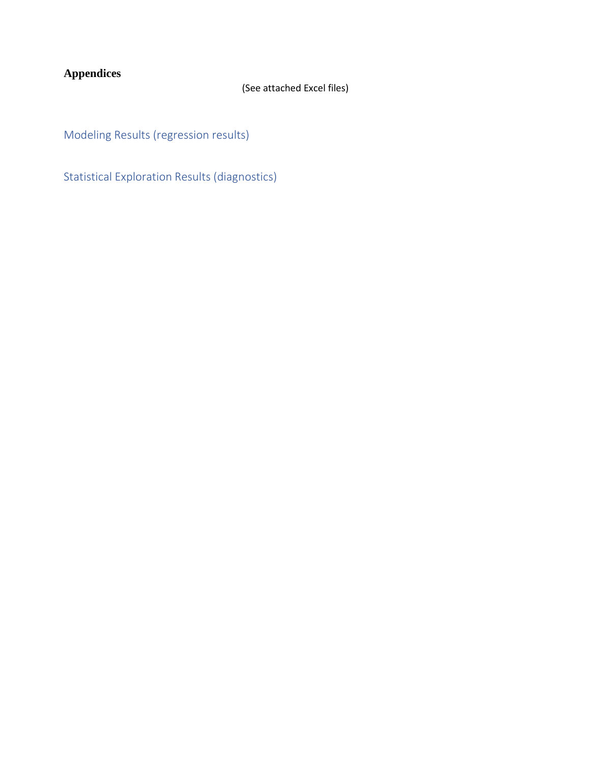# Appendices

(See attached Excel files)

## Modeling Results (regression results)

## Statistical Exploration Results (diagnostics)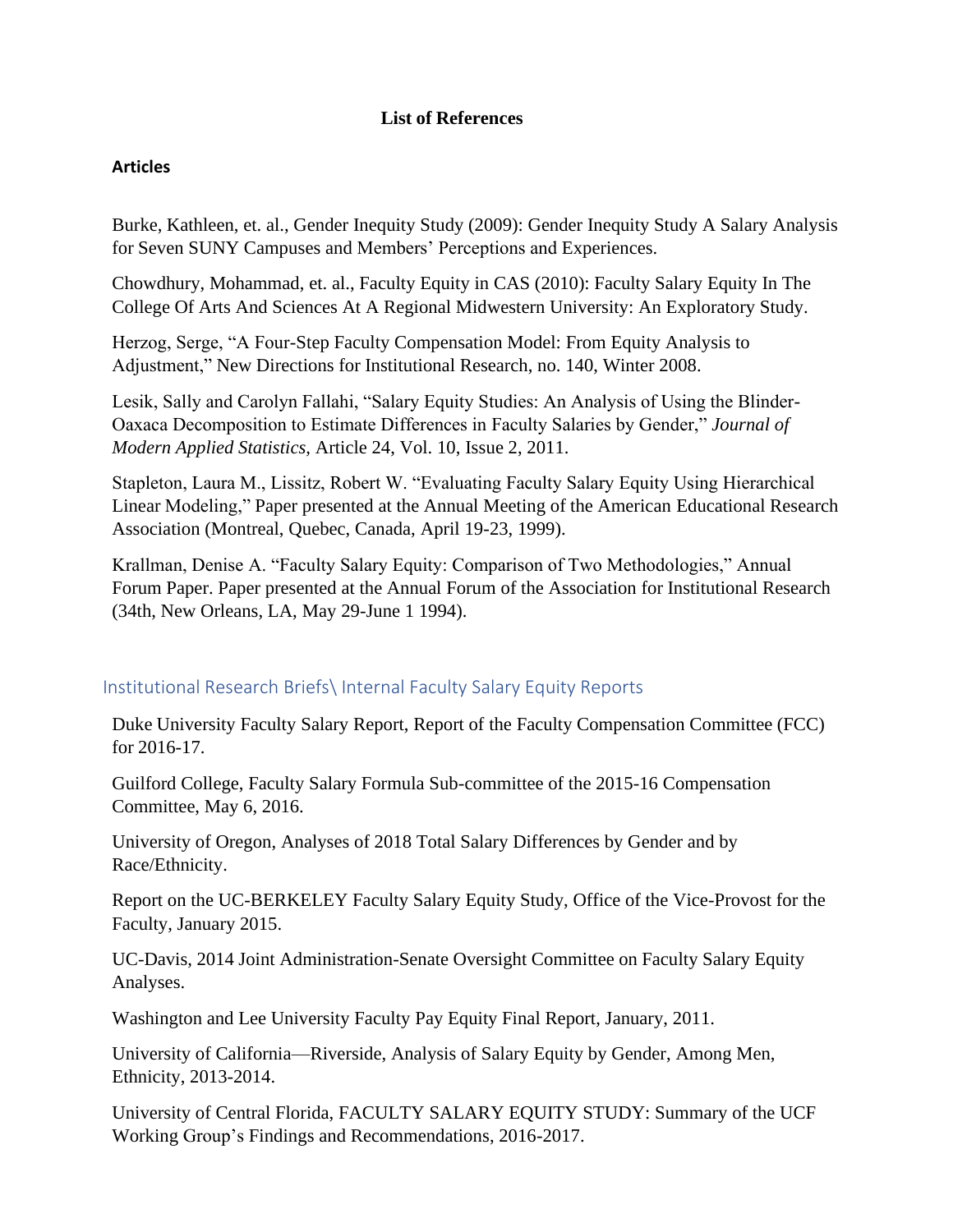# List of References

## Articles

Burke, Kathleen, et. al., Gender Inequity Study (2009): Gender Inequity Study A Salary Analysis for Seven SUNY Campuses and Members' Perceptions and Experiences.

Chowdhury, Mohammad, et. al., Faculty Equity in CAS (2010): Faculty Salary Equity In The College Of Arts And Sciences At A Regional Midwestern University: An Exploratory Study.

Herzog, Serge, "A Four-Step Faculty Compensation Model: From Equity Analysis to Adjustment," New Directions for Institutional Research, no. 140, Winter 2008.

Lesik, Sally and Carolyn Fallahi, "Salary Equity Studies: An Analysis of Using the Blinder-Oaxaca Decomposition to Estimate Differences in Faculty Salaries by Gender," *Journal of Modern Applied Statistics,* Article 24, Vol. 10, Issue 2, 2011.

Stapleton, Laura M., Lissitz, Robert W. "Evaluating Faculty Salary Equity Using Hierarchical Linear Modeling," Paper presented at the Annual Meeting of the American Educational Research Association (Montreal, Quebec, Canada, April 19-23, 1999).

Krallman, Denise A. "Faculty Salary Equity: Comparison of Two Methodologies," Annual Forum Paper. Paper presented at the Annual Forum of the Association for Institutional Research (34th, New Orleans, LA, May 29-June 1 1994).

## Institutional Research Briefs\ Internal Faculty Salary Equity Reports

Duke University Faculty Salary Report, Report of the Faculty Compensation Committee (FCC) for 2016-17.

Guilford College, Faculty Salary Formula Sub-committee of the 2015-16 Compensation Committee, May 6, 2016.

University of Oregon, Analyses of 2018 Total Salary Differences by Gender and by Race/Ethnicity.

Report on the UC-BERKELEY Faculty Salary Equity Study, Office of the Vice-Provost for the Faculty, January 2015.

UC-Davis, 2014 Joint Administration-Senate Oversight Committee on Faculty Salary Equity Analyses.

Washington and Lee University Faculty Pay Equity Final Report, January, 2011.

University of California—Riverside, Analysis of Salary Equity by Gender, Among Men, Ethnicity, 2013-2014.

University of Central Florida, FACULTY SALARY EQUITY STUDY: Summary of the UCF Working Group's Findings and Recommendations, 2016-2017.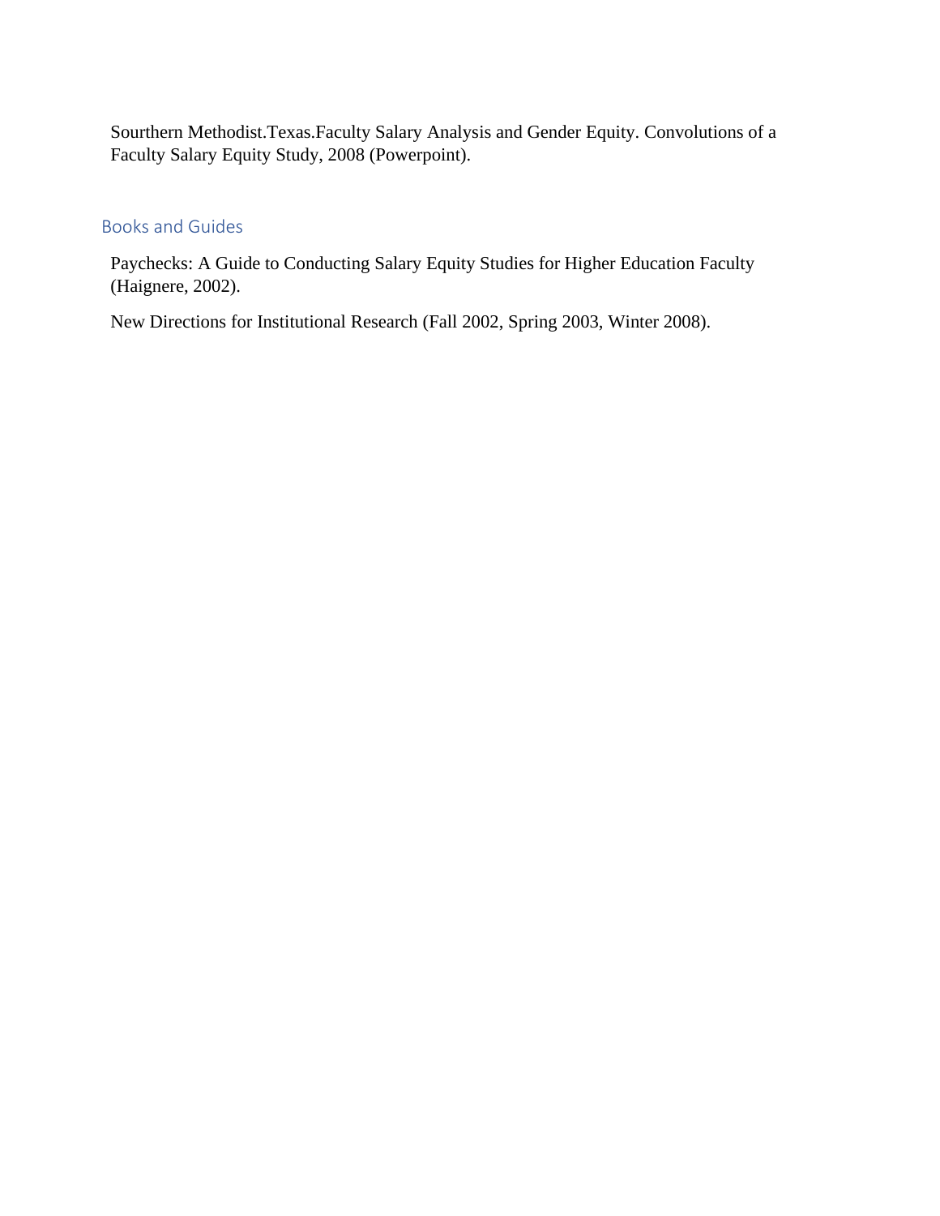Sourthern Methodist.Texas.Faculty Salary Analysis and Gender Equity. Convolutions of a Faculty Salary Equity Study, 2008 (Powerpoint).

## Books and Guides

Paychecks: A Guide to Conducting Salary Equity Studies for Higher Education Faculty (Haignere, 2002).

New Directions for Institutional Research (Fall 2002, Spring 2003, Winter 2008).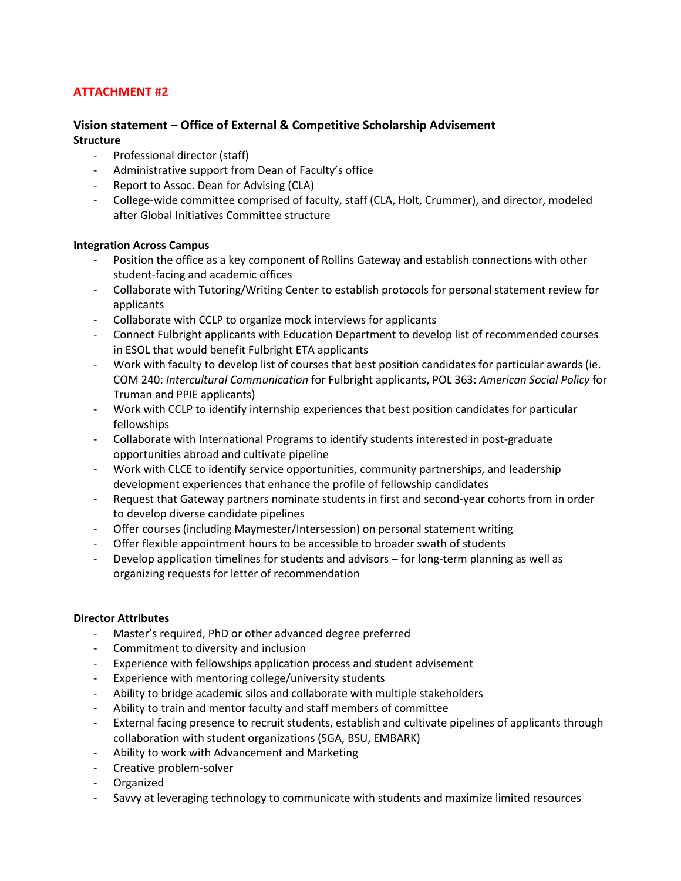**ATTACHMENT #2**

## Vision statement – Office of External & Competitive Scholarship Advisement

**Structure**

- Professional director (staff)
- Administrative support from Dean of Faculty's office
- Report to Assoc. Dean for Advising (CLA)
- College-wide committee comprised of faculty, staff (CLA, Holt, Crummer), and director, modeled after Global Initiatives Committee structure

**Integration Across Campus**

- Position the office as a key component of Rollins Gateway and establish connections with other student-facing and academic offices
- Collaborate with Tutoring/Writing Center to establish protocols for personal statement review for applicants
- Collaborate with CCLP to organize mock interviews for applicants
- Connect Fulbright applicants with Education Department to develop list of recommended courses in ESOL that would benefit Fulbright ETA applicants
- Work with faculty to develop list of courses that best position candidates for particular awards (ie. COM 240: *Intercultural Communication* for Fulbright applicants, POL 363: *American Social Policy* for Truman and PPIE applicants)
- Work with CCLP to identify internship experiences that best position candidates for particular fellowships
- Collaborate with International Programs to identify students interested in post-graduate opportunities abroad and cultivate pipeline
- Work with CLCE to identify service opportunities, community partnerships, and leadership development experiences that enhance the profile of fellowship candidates
- Request that Gateway partners nominate students in first and second-year cohorts from in order to develop diverse candidate pipelines
- Offer courses (including Maymester/Intersession) on personal statement writing
- Offer flexible appointment hours to be accessible to broader swath of students
- Develop application timelines for students and advisors – for long-term planning as well as organizing requests for letter of recommendation

**Director Attributes**

- Master's required, PhD or other advanced degree preferred
- Commitment to diversity and inclusion
- Experience with fellowships application process and student advisement
- Experience with mentoring college/university students
- Ability to bridge academic silos and collaborate with multiple stakeholders
- Ability to train and mentor faculty and staff members of committee
- External facing presence to recruit students, establish and cultivate pipelines of applicants through collaboration with student organizations (SGA, BSU, EMBARK)
- Ability to work with Advancement and Marketing
- Creative problem-solver
- Organized
- Savvy at leveraging technology to communicate with students and maximize limited resources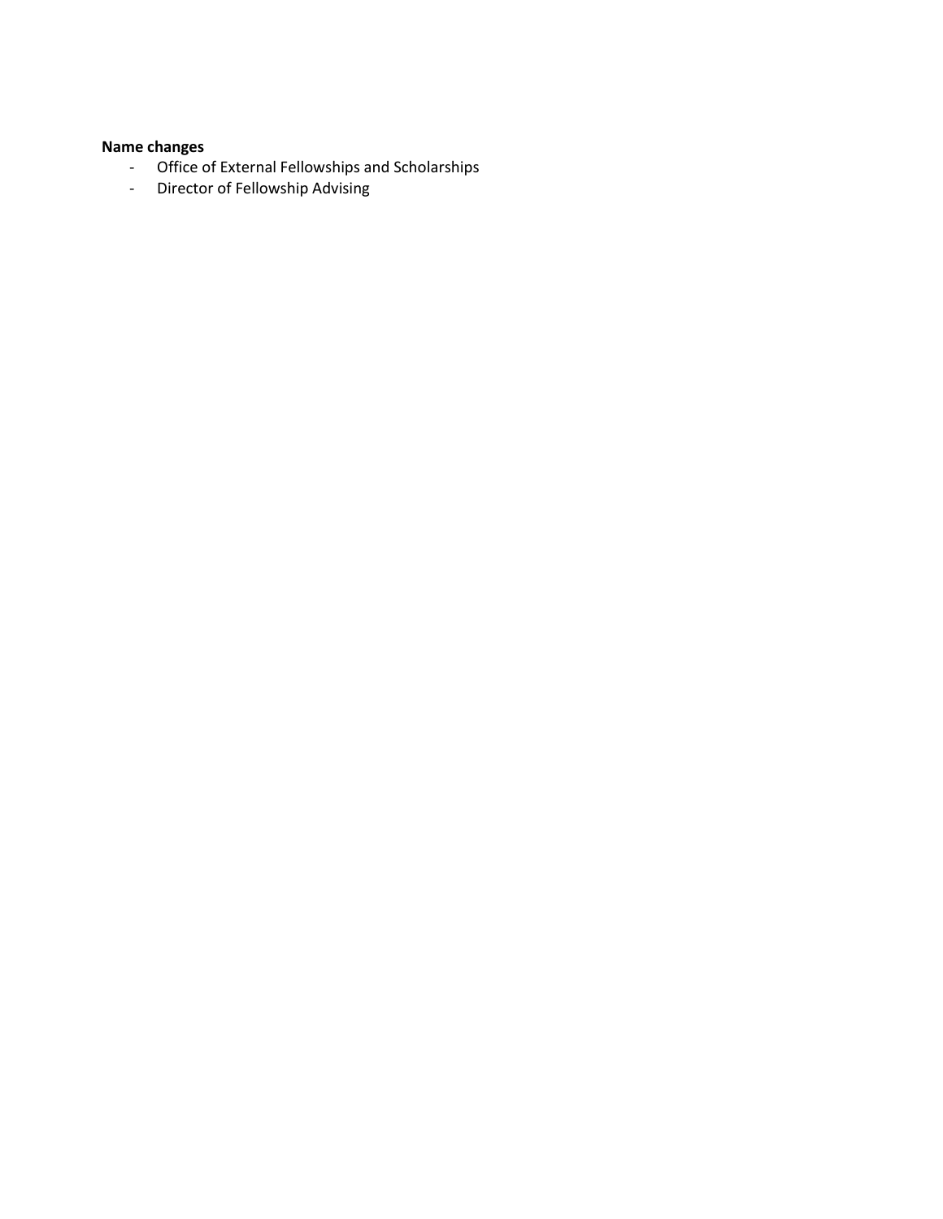**Name changes**

- Office of External Fellowships and Scholarships
- Director of Fellowship Advising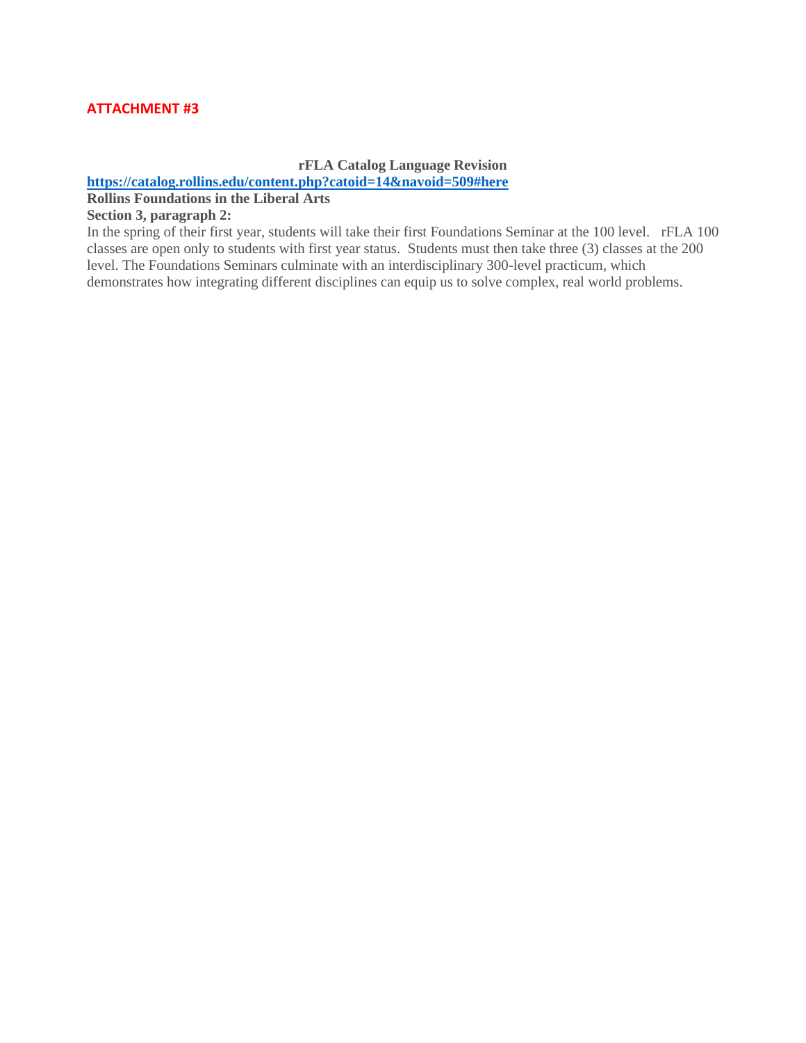**ATTACHMENT #3**

**rFLA Catalog Language Revision**

**https://catalog.rollins.edu/content.php?catoid=14&navoid=509#here**

**Rollins Foundations in the Liberal Arts**

**Section 3, paragraph 2:**

In the spring of their first year, students will take their first Foundations Seminar at the 100 level. rFLA 100 classes are open only to students with first year status. Students must then take three (3) classes at the 200 level. The Foundations Seminars culminate with an interdisciplinary 300-level practicum, which demonstrates how integrating different disciplines can equip us to solve complex, real world problems.